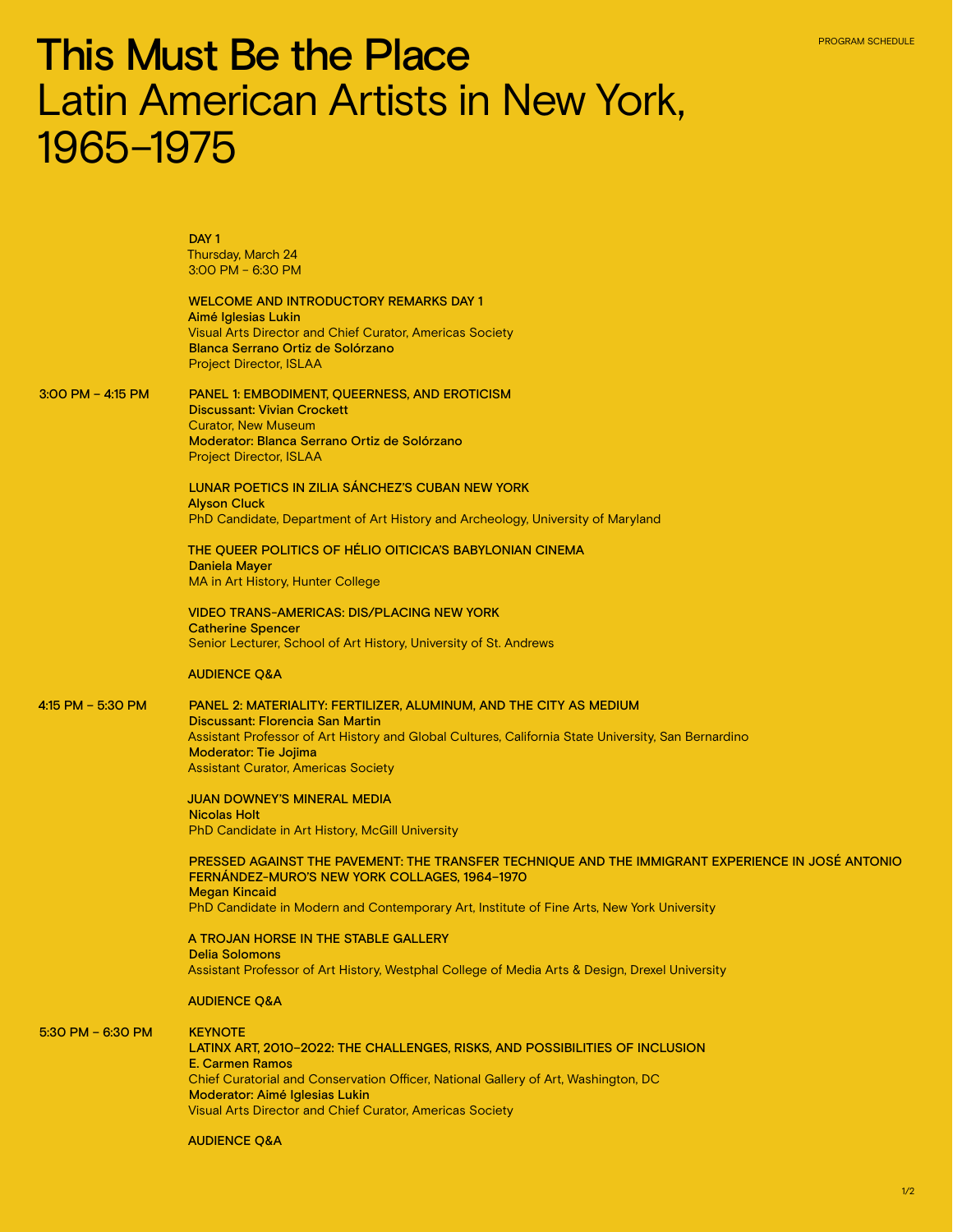# This Must Be the Place
## Latin American Artists in New York, 1965–1975

PROGRAM SCHEDULE

**DAY 1**
Thursday, March 24
3:00 PM – 6:30 PM

**WELCOME AND INTRODUCTORY REMARKS DAY 1**
**Aimé Iglesias Lukin**
Visual Arts Director and Chief Curator, Americas Society
**Blanca Serrano Ortiz de Solórzano**
Project Director, ISLAA

**3:00 PM – 4:15 PM**

**PANEL 1: EMBODIMENT, QUEERNESS, AND EROTICISM**
**Discussant: Vivian Crockett**
Curator, New Museum
**Moderator: Blanca Serrano Ortiz de Solórzano**
Project Director, ISLAA

**LUNAR POETICS IN ZILIA SÁNCHEZ'S CUBAN NEW YORK**
**Alyson Cluck**
PhD Candidate, Department of Art History and Archeology, University of Maryland

**THE QUEER POLITICS OF HÉLIO OITICICA'S BABYLONIAN CINEMA**
**Daniela Mayer**
MA in Art History, Hunter College

**VIDEO TRANS-AMERICAS: DIS/PLACING NEW YORK**
**Catherine Spencer**
Senior Lecturer, School of Art History, University of St. Andrews

**AUDIENCE Q&A**

**4:15 PM – 5:30 PM**

**PANEL 2: MATERIALITY: FERTILIZER, ALUMINUM, AND THE CITY AS MEDIUM**
**Discussant: Florencia San Martin**
Assistant Professor of Art History and Global Cultures, California State University, San Bernardino
**Moderator: Tie Jojima**
Assistant Curator, Americas Society

**JUAN DOWNEY'S MINERAL MEDIA**
**Nicolas Holt**
PhD Candidate in Art History, McGill University

**PRESSED AGAINST THE PAVEMENT: THE TRANSFER TECHNIQUE AND THE IMMIGRANT EXPERIENCE IN JOSÉ ANTONIO FERNÁNDEZ-MURO'S NEW YORK COLLAGES, 1964–1970**
**Megan Kincaid**
PhD Candidate in Modern and Contemporary Art, Institute of Fine Arts, New York University

**A TROJAN HORSE IN THE STABLE GALLERY**
**Delia Solomons**
Assistant Professor of Art History, Westphal College of Media Arts & Design, Drexel University

**AUDIENCE Q&A**

**5:30 PM – 6:30 PM**

**KEYNOTE**
**LATINX ART, 2010–2022: THE CHALLENGES, RISKS, AND POSSIBILITIES OF INCLUSION**
**E. Carmen Ramos**
Chief Curatorial and Conservation Officer, National Gallery of Art, Washington, DC
**Moderator: Aimé Iglesias Lukin**
Visual Arts Director and Chief Curator, Americas Society

**AUDIENCE Q&A**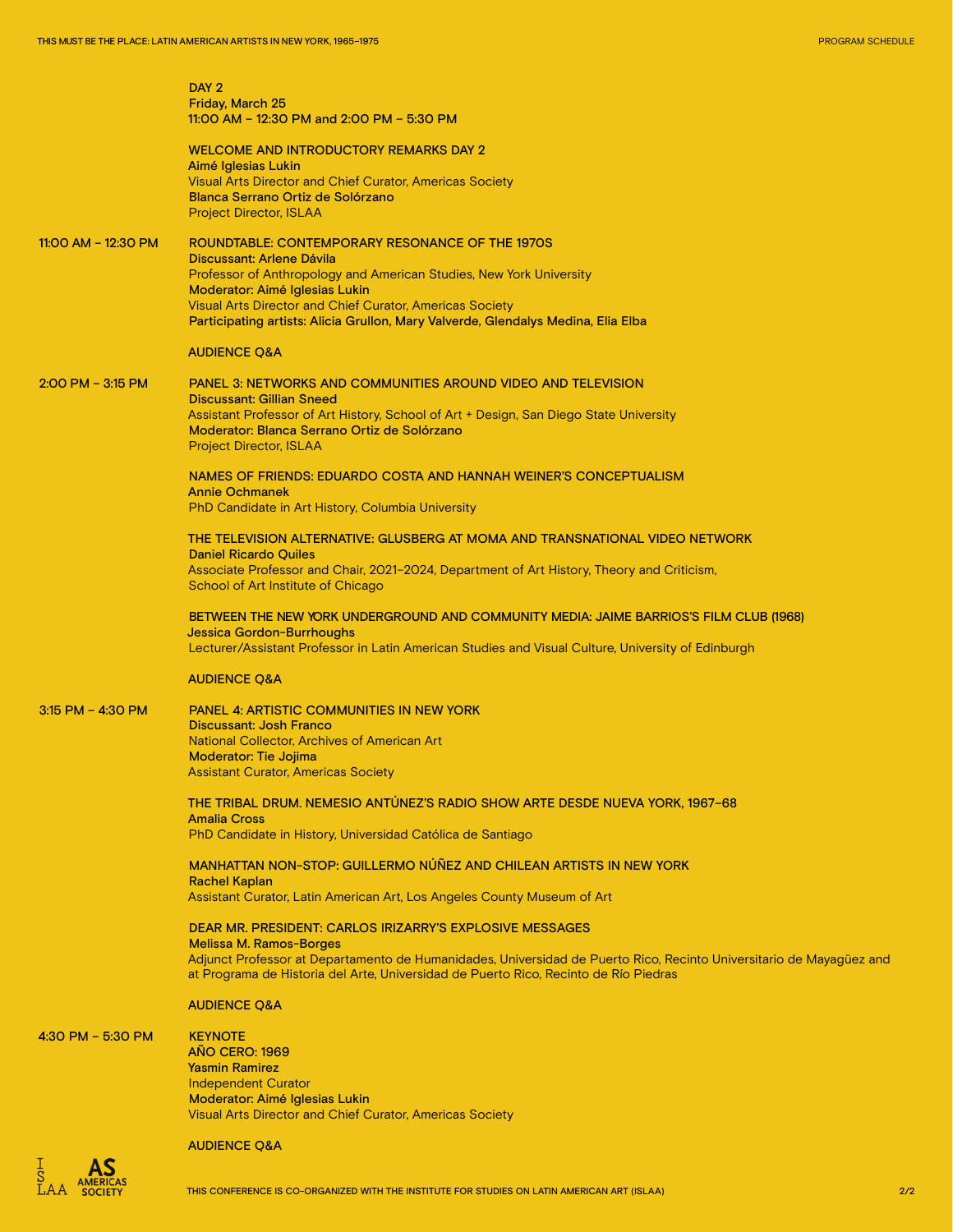DAY 2
Friday, March 25
11:00 AM – 12:30 PM and 2:00 PM – 5:30 PM

**WELCOME AND INTRODUCTORY REMARKS DAY 2**
**Aimé Iglesias Lukin**
Visual Arts Director and Chief Curator, Americas Society
**Blanca Serrano Ortiz de Solórzano**
Project Director, ISLAA

**11:00 AM – 12:30 PM**

**ROUNDTABLE: CONTEMPORARY RESONANCE OF THE 1970S**
**Discussant: Arlene Dávila**
Professor of Anthropology and American Studies, New York University
**Moderator: Aimé Iglesias Lukin**
Visual Arts Director and Chief Curator, Americas Society
**Participating artists: Alicia Grullon, Mary Valverde, Glendalys Medina, Elia Elba**

**AUDIENCE Q&A**

**2:00 PM – 3:15 PM**

**PANEL 3: NETWORKS AND COMMUNITIES AROUND VIDEO AND TELEVISION**
**Discussant: Gillian Sneed**
Assistant Professor of Art History, School of Art + Design, San Diego State University
**Moderator: Blanca Serrano Ortiz de Solórzano**
Project Director, ISLAA

**NAMES OF FRIENDS: EDUARDO COSTA AND HANNAH WEINER'S CONCEPTUALISM**
**Annie Ochmanek**
PhD Candidate in Art History, Columbia University

**THE TELEVISION ALTERNATIVE: GLUSBERG AT MOMA AND TRANSNATIONAL VIDEO NETWORK**
**Daniel Ricardo Quiles**
Associate Professor and Chair, 2021-2024, Department of Art History, Theory and Criticism, School of Art Institute of Chicago

**BETWEEN THE NEW YORK UNDERGROUND AND COMMUNITY MEDIA: JAIME BARRIOS'S FILM CLUB (1968)**
**Jessica Gordon-Burrhoughs**
Lecturer/Assistant Professor in Latin American Studies and Visual Culture, University of Edinburgh

**AUDIENCE Q&A**

**3:15 PM – 4:30 PM**

**PANEL 4: ARTISTIC COMMUNITIES IN NEW YORK**
**Discussant: Josh Franco**
National Collector, Archives of American Art
**Moderator: Tie Jojima**
Assistant Curator, Americas Society

**THE TRIBAL DRUM. NEMESIO ANTÚNEZ'S RADIO SHOW ARTE DESDE NUEVA YORK, 1967–68**
**Amalia Cross**
PhD Candidate in History, Universidad Católica de Santiago

**MANHATTAN NON-STOP: GUILLERMO NÚÑEZ AND CHILEAN ARTISTS IN NEW YORK**
**Rachel Kaplan**
Assistant Curator, Latin American Art, Los Angeles County Museum of Art

**DEAR MR. PRESIDENT: CARLOS IRIZARRY'S EXPLOSIVE MESSAGES**
**Melissa M. Ramos-Borges**
Adjunct Professor at Departamento de Humanidades, Universidad de Puerto Rico, Recinto Universitario de Mayagüez and at Programa de Historia del Arte, Universidad de Puerto Rico, Recinto de Río Piedras

**AUDIENCE Q&A**

**4:30 PM – 5:30 PM**

**KEYNOTE**
**AÑO CERO: 1969**
**Yasmin Ramirez**
Independent Curator
**Moderator: Aimé Iglesias Lukin**
Visual Arts Director and Chief Curator, Americas Society

**AUDIENCE Q&A**

THIS CONFERENCE IS CO-ORGANIZED WITH THE INSTITUTE FOR STUDIES ON LATIN AMERICAN ART (ISLAA)